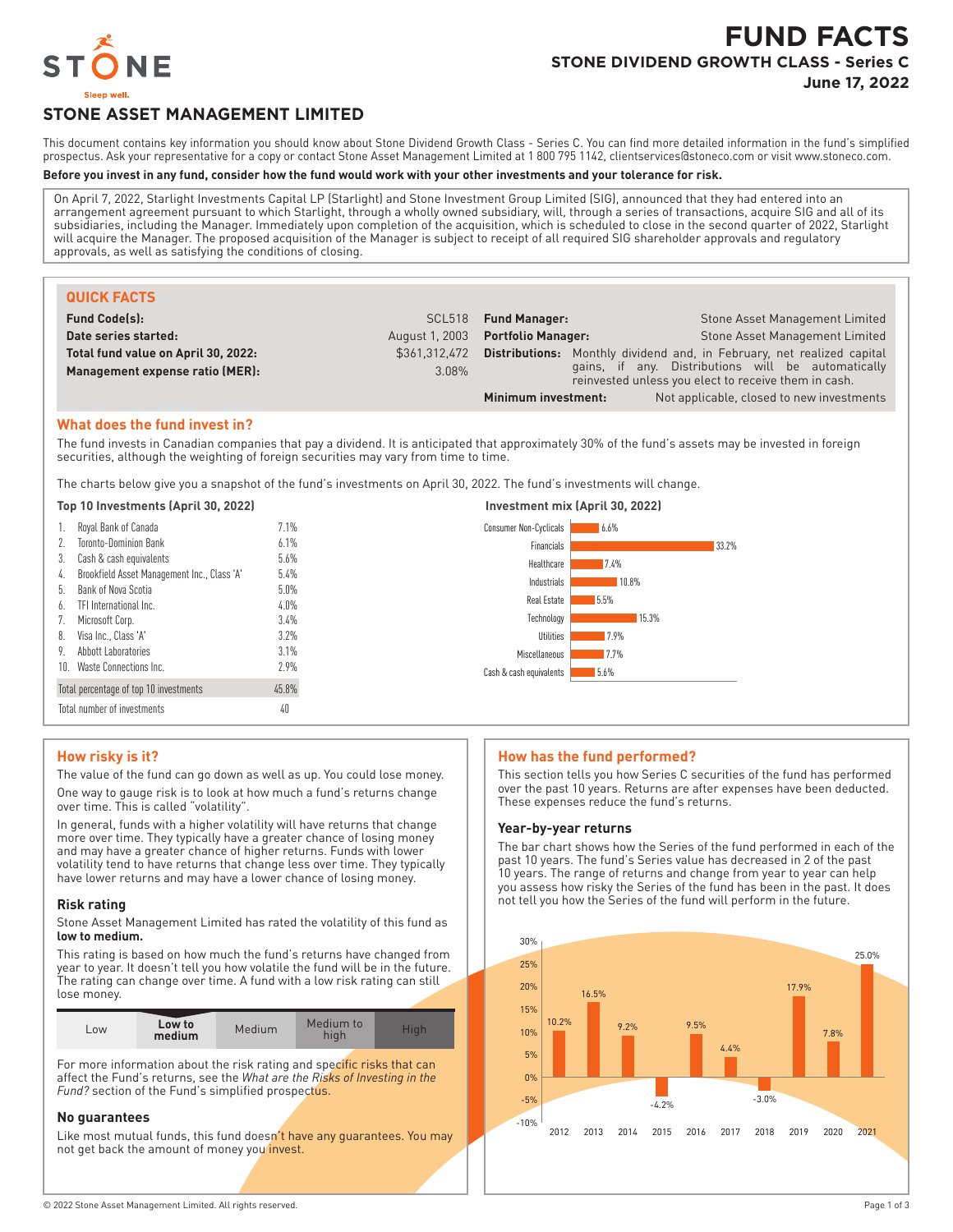# FUND FACTS

## STONE DIVIDEND GROWTH CLASS - Series C

**June 17, 2022**

STONE — Sleep well.

## STONE ASSET MANAGEMENT LIMITED

This document contains key information you should know about Stone Dividend Growth Class - Series C. You can find more detailed information in the fund's simplified prospectus. Ask your representative for a copy or contact Stone Asset Management Limited at 1 800 795 1142, clientservices@stoneco.com or visit www.stoneco.com.

**Before you invest in any fund, consider how the fund would work with your other investments and your tolerance for risk.**

On April 7, 2022, Starlight Investments Capital LP (Starlight) and Stone Investment Group Limited (SIG), announced that they had entered into an arrangement agreement pursuant to which Starlight, through a wholly owned subsidiary, will, through a series of transactions, acquire SIG and all of its subsidiaries, including the Manager. Immediately upon completion of the acquisition, which is scheduled to close in the second quarter of 2022, Starlight will acquire the Manager. The proposed acquisition of the Manager is subject to receipt of all required SIG shareholder approvals and regulatory approvals, as well as satisfying the conditions of closing.

### QUICK FACTS

| | | | |
|---|---|---|---|
| **Fund Code(s):** | SCL518 | **Fund Manager:** | Stone Asset Management Limited |
| **Date series started:** | August 1, 2003 | **Portfolio Manager:** | Stone Asset Management Limited |
| **Total fund value on April 30, 2022:** | $361,312,472 | **Distributions:** | Monthly dividend and, in February, net realized capital gains, if any. Distributions will be automatically reinvested unless you elect to receive them in cash. |
| **Management expense ratio (MER):** | 3.08% | **Minimum investment:** | Not applicable, closed to new investments |

### What does the fund invest in?

The fund invests in Canadian companies that pay a dividend. It is anticipated that approximately 30% of the fund's assets may be invested in foreign securities, although the weighting of foreign securities may vary from time to time.

The charts below give you a snapshot of the fund's investments on April 30, 2022. The fund's investments will change.

**Top 10 Investments (April 30, 2022)**

| | Investment | % |
|---|---|---|
| 1. | Royal Bank of Canada | 7.1% |
| 2. | Toronto-Dominion Bank | 6.1% |
| 3. | Cash & cash equivalents | 5.6% |
| 4. | Brookfield Asset Management Inc., Class 'A' | 5.4% |
| 5. | Bank of Nova Scotia | 5.0% |
| 6. | TFI International Inc. | 4.0% |
| 7. | Microsoft Corp. | 3.4% |
| 8. | Visa Inc., Class 'A' | 3.2% |
| 9. | Abbott Laboratories | 3.1% |
| 10. | Waste Connections Inc. | 2.9% |
| | Total percentage of top 10 investments | 45.8% |
| | Total number of investments | 40 |

**Investment mix (April 30, 2022)**

| Sector | % |
|---|---|
| Consumer Non-Cyclicals | 6.6% |
| Financials | 33.2% |
| Healthcare | 7.4% |
| Industrials | 10.8% |
| Real Estate | 5.5% |
| Technology | 15.3% |
| Utilities | 7.9% |
| Miscellaneous | 7.7% |
| Cash & cash equivalents | 5.6% |

### How risky is it?

The value of the fund can go down as well as up. You could lose money.

One way to gauge risk is to look at how much a fund's returns change over time. This is called "volatility".

In general, funds with a higher volatility will have returns that change more over time. They typically have a greater chance of losing money and may have a greater chance of higher returns. Funds with lower volatility tend to have returns that change less over time. They typically have lower returns and may have a lower chance of losing money.

#### Risk rating

Stone Asset Management Limited has rated the volatility of this fund as **low to medium.**

This rating is based on how much the fund's returns have changed from year to year. It doesn't tell you how volatile the fund will be in the future. The rating can change over time. A fund with a low risk rating can still lose money.

| Low | **Low to medium** | Medium | Medium to high | High |
|---|---|---|---|---|

For more information about the risk rating and specific risks that can affect the Fund's returns, see the *What are the Risks of Investing in the Fund?* section of the Fund's simplified prospectus.

#### No guarantees

Like most mutual funds, this fund doesn't have any guarantees. You may not get back the amount of money you invest.

### How has the fund performed?

This section tells you how Series C securities of the fund has performed over the past 10 years. Returns are after expenses have been deducted. These expenses reduce the fund's returns.

#### Year-by-year returns

The bar chart shows how the Series of the fund performed in each of the past 10 years. The fund's Series value has decreased in 2 of the past 10 years. The range of returns and change from year to year can help you assess how risky the Series of the fund has been in the past. It does not tell you how the Series of the fund will perform in the future.

| Year | 2012 | 2013 | 2014 | 2015 | 2016 | 2017 | 2018 | 2019 | 2020 | 2021 |
|---|---|---|---|---|---|---|---|---|---|---|
| Return | 10.2% | 16.5% | 9.2% | -4.2% | 9.5% | 4.4% | -3.0% | 17.9% | 7.8% | 25.0% |

© 2022 Stone Asset Management Limited. All rights reserved.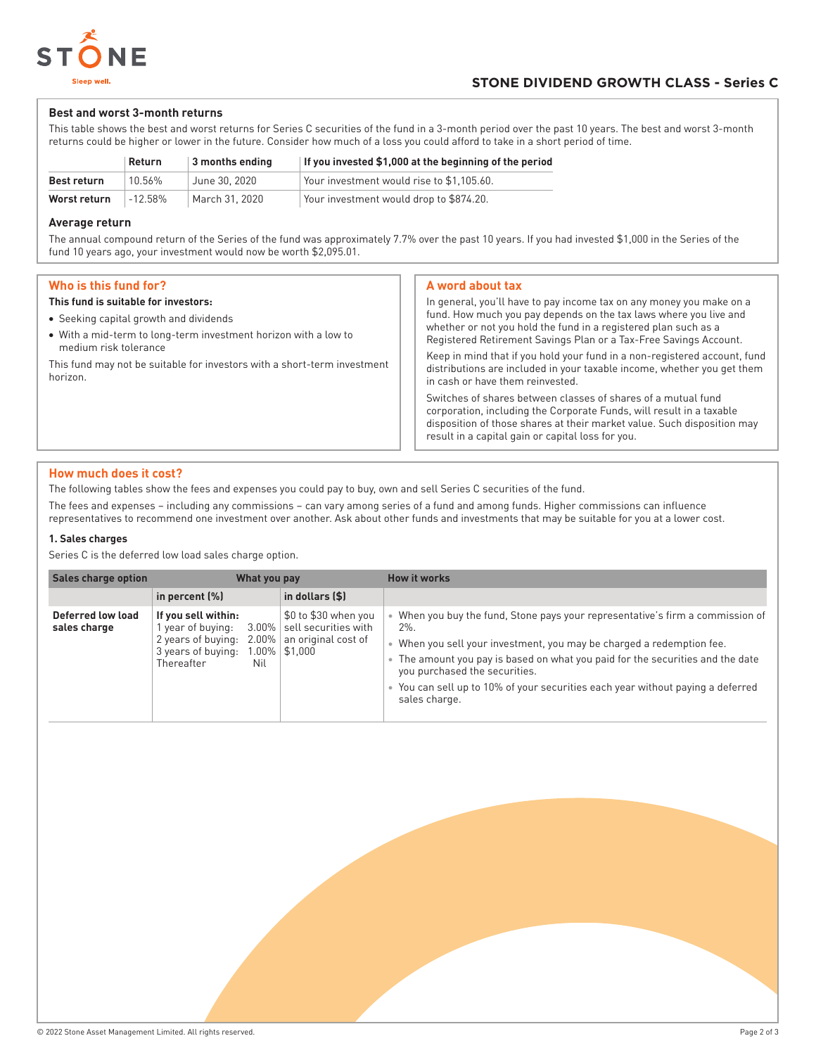## STONE DIVIDEND GROWTH CLASS - Series C

### Best and worst 3-month returns

This table shows the best and worst returns for Series C securities of the fund in a 3-month period over the past 10 years. The best and worst 3-month returns could be higher or lower in the future. Consider how much of a loss you could afford to take in a short period of time.

| | Return | 3 months ending | If you invested $1,000 at the beginning of the period |
|---|---|---|---|
| **Best return** | 10.56% | June 30, 2020 | Your investment would rise to $1,105.60. |
| **Worst return** | -12.58% | March 31, 2020 | Your investment would drop to $874.20. |

### Average return

The annual compound return of the Series of the fund was approximately 7.7% over the past 10 years. If you had invested $1,000 in the Series of the fund 10 years ago, your investment would now be worth $2,095.01.

## Who is this fund for?

**This fund is suitable for investors:**

- Seeking capital growth and dividends
- With a mid-term to long-term investment horizon with a low to medium risk tolerance

This fund may not be suitable for investors with a short-term investment horizon.

## A word about tax

In general, you'll have to pay income tax on any money you make on a fund. How much you pay depends on the tax laws where you live and whether or not you hold the fund in a registered plan such as a Registered Retirement Savings Plan or a Tax-Free Savings Account.

Keep in mind that if you hold your fund in a non-registered account, fund distributions are included in your taxable income, whether you get them in cash or have them reinvested.

Switches of shares between classes of shares of a mutual fund corporation, including the Corporate Funds, will result in a taxable disposition of those shares at their market value. Such disposition may result in a capital gain or capital loss for you.

## How much does it cost?

The following tables show the fees and expenses you could pay to buy, own and sell Series C securities of the fund.

The fees and expenses – including any commissions – can vary among series of a fund and among funds. Higher commissions can influence representatives to recommend one investment over another. Ask about other funds and investments that may be suitable for you at a lower cost.

### 1. Sales charges

Series C is the deferred low load sales charge option.

| Sales charge option | What you pay | | How it works |
|---|---|---|---|
| | in percent (%) | in dollars ($) | |
| **Deferred low load sales charge** | **If you sell within:**<br>1 year of buying: 3.00%<br>2 years of buying: 2.00%<br>3 years of buying: 1.00%<br>Thereafter Nil | $0 to $30 when you sell securities with an original cost of $1,000 | • When you buy the fund, Stone pays your representative's firm a commission of 2%.<br>• When you sell your investment, you may be charged a redemption fee.<br>• The amount you pay is based on what you paid for the securities and the date you purchased the securities.<br>• You can sell up to 10% of your securities each year without paying a deferred sales charge. |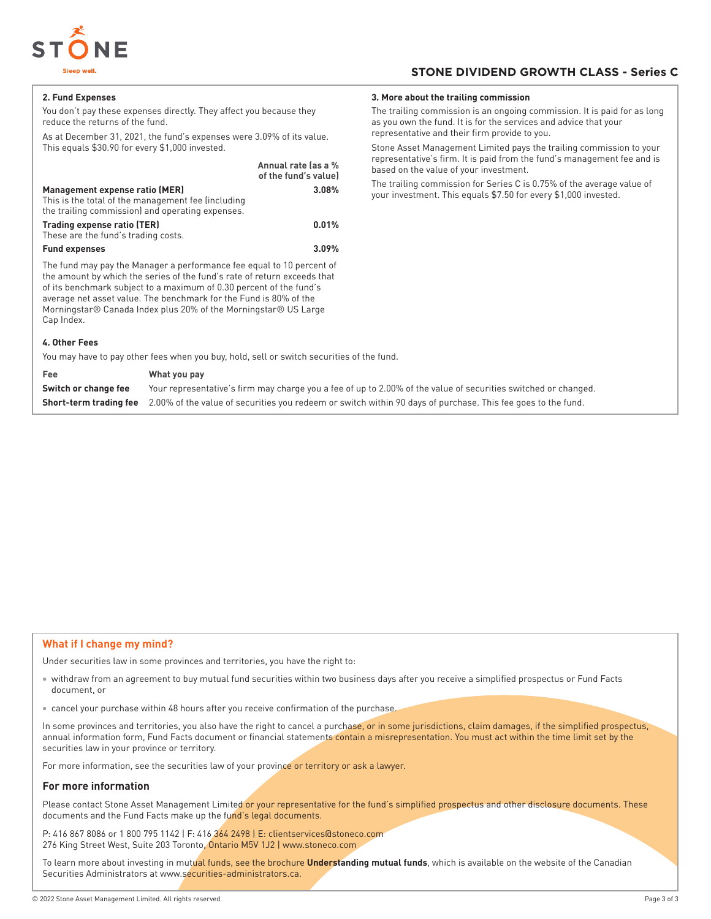STONE

Sleep well.

# STONE DIVIDEND GROWTH CLASS - Series C

### 2. Fund Expenses

You don't pay these expenses directly. They affect you because they reduce the returns of the fund.

As at December 31, 2021, the fund's expenses were 3.09% of its value. This equals $30.90 for every $1,000 invested.

| | Annual rate (as a % of the fund's value) |
|---|---|
| **Management expense ratio (MER)** This is the total of the management fee (including the trailing commission) and operating expenses. | **3.08%** |
| **Trading expense ratio (TER)** These are the fund's trading costs. | **0.01%** |
| **Fund expenses** | **3.09%** |

The fund may pay the Manager a performance fee equal to 10 percent of the amount by which the series of the fund's rate of return exceeds that of its benchmark subject to a maximum of 0.30 percent of the fund's average net asset value. The benchmark for the Fund is 80% of the Morningstar® Canada Index plus 20% of the Morningstar® US Large Cap Index.

### 3. More about the trailing commission

The trailing commission is an ongoing commission. It is paid for as long as you own the fund. It is for the services and advice that your representative and their firm provide to you.

Stone Asset Management Limited pays the trailing commission to your representative's firm. It is paid from the fund's management fee and is based on the value of your investment.

The trailing commission for Series C is 0.75% of the average value of your investment. This equals $7.50 for every $1,000 invested.

### 4. Other Fees

You may have to pay other fees when you buy, hold, sell or switch securities of the fund.

| Fee | What you pay |
|---|---|
| **Switch or change fee** | Your representative's firm may charge you a fee of up to 2.00% of the value of securities switched or changed. |
| **Short-term trading fee** | 2.00% of the value of securities you redeem or switch within 90 days of purchase. This fee goes to the fund. |

## What if I change my mind?

Under securities law in some provinces and territories, you have the right to:

- withdraw from an agreement to buy mutual fund securities within two business days after you receive a simplified prospectus or Fund Facts document, or
- cancel your purchase within 48 hours after you receive confirmation of the purchase.

In some provinces and territories, you also have the right to cancel a purchase, or in some jurisdictions, claim damages, if the simplified prospectus, annual information form, Fund Facts document or financial statements contain a misrepresentation. You must act within the time limit set by the securities law in your province or territory.

For more information, see the securities law of your province or territory or ask a lawyer.

## For more information

Please contact Stone Asset Management Limited or your representative for the fund's simplified prospectus and other disclosure documents. These documents and the Fund Facts make up the fund's legal documents.

P: 416 867 8086 or 1 800 795 1142 | F: 416 364 2498 | E: clientservices@stoneco.com
276 King Street West, Suite 203 Toronto, Ontario M5V 1J2 | www.stoneco.com

To learn more about investing in mutual funds, see the brochure **Understanding mutual funds**, which is available on the website of the Canadian Securities Administrators at www.securities-administrators.ca.

© 2022 Stone Asset Management Limited. All rights reserved.